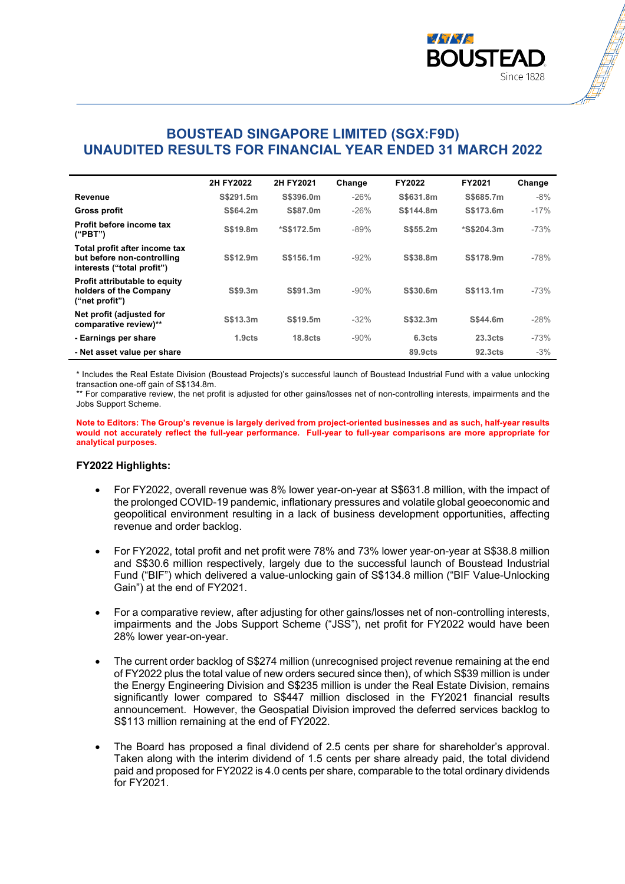# BOUSTEAD SINGAPORE LIMITED (SGX:F9D)
# UNAUDITED RESULTS FOR FINANCIAL YEAR ENDED 31 MARCH 2022

| | 2H FY2022 | 2H FY2021 | Change | FY2022 | FY2021 | Change |
|---|---|---|---|---|---|---|
| **Revenue** | S$291.5m | S$396.0m | -26% | S$631.8m | S$685.7m | -8% |
| **Gross profit** | S$64.2m | S$87.0m | -26% | S$144.8m | S$173.6m | -17% |
| **Profit before income tax ("PBT")** | S$19.8m | *S$172.5m | -89% | S$55.2m | *S$204.3m | -73% |
| **Total profit after income tax but before non-controlling interests ("total profit")** | S$12.9m | S$156.1m | -92% | S$38.8m | S$178.9m | -78% |
| **Profit attributable to equity holders of the Company ("net profit")** | S$9.3m | S$91.3m | -90% | S$30.6m | S$113.1m | -73% |
| **Net profit (adjusted for comparative review)**** | S$13.3m | S$19.5m | -32% | S$32.3m | S$44.6m | -28% |
| **- Earnings per share** | 1.9cts | 18.8cts | -90% | 6.3cts | 23.3cts | -73% |
| **- Net asset value per share** | | | | 89.9cts | 92.3cts | -3% |

* Includes the Real Estate Division (Boustead Projects)'s successful launch of Boustead Industrial Fund with a value unlocking transaction one-off gain of S$134.8m.
** For comparative review, the net profit is adjusted for other gains/losses net of non-controlling interests, impairments and the Jobs Support Scheme.

**Note to Editors: The Group's revenue is largely derived from project-oriented businesses and as such, half-year results would not accurately reflect the full-year performance. Full-year to full-year comparisons are more appropriate for analytical purposes.**

### FY2022 Highlights:

- For FY2022, overall revenue was 8% lower year-on-year at S$631.8 million, with the impact of the prolonged COVID-19 pandemic, inflationary pressures and volatile global geoeconomic and geopolitical environment resulting in a lack of business development opportunities, affecting revenue and order backlog.

- For FY2022, total profit and net profit were 78% and 73% lower year-on-year at S$38.8 million and S$30.6 million respectively, largely due to the successful launch of Boustead Industrial Fund ("BIF") which delivered a value-unlocking gain of S$134.8 million ("BIF Value-Unlocking Gain") at the end of FY2021.

- For a comparative review, after adjusting for other gains/losses net of non-controlling interests, impairments and the Jobs Support Scheme ("JSS"), net profit for FY2022 would have been 28% lower year-on-year.

- The current order backlog of S$274 million (unrecognised project revenue remaining at the end of FY2022 plus the total value of new orders secured since then), of which S$39 million is under the Energy Engineering Division and S$235 million is under the Real Estate Division, remains significantly lower compared to S$447 million disclosed in the FY2021 financial results announcement. However, the Geospatial Division improved the deferred services backlog to S$113 million remaining at the end of FY2022.

- The Board has proposed a final dividend of 2.5 cents per share for shareholder's approval. Taken along with the interim dividend of 1.5 cents per share already paid, the total dividend paid and proposed for FY2022 is 4.0 cents per share, comparable to the total ordinary dividends for FY2021.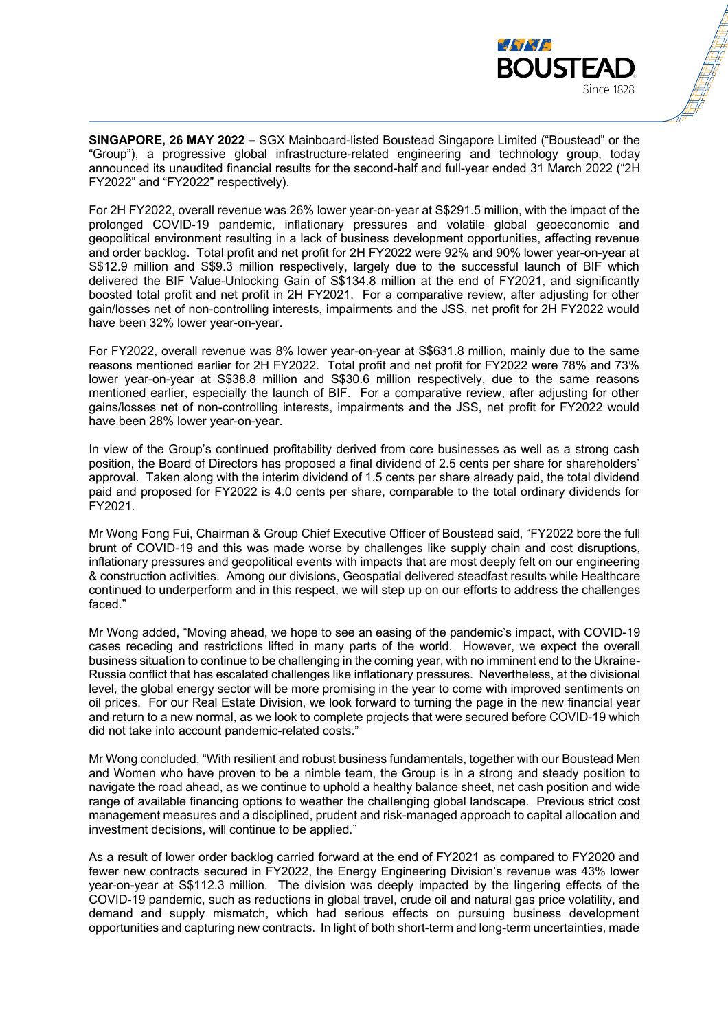**SINGAPORE, 26 MAY 2022 –** SGX Mainboard-listed Boustead Singapore Limited ("Boustead" or the "Group"), a progressive global infrastructure-related engineering and technology group, today announced its unaudited financial results for the second-half and full-year ended 31 March 2022 ("2H FY2022" and "FY2022" respectively).

For 2H FY2022, overall revenue was 26% lower year-on-year at S$291.5 million, with the impact of the prolonged COVID-19 pandemic, inflationary pressures and volatile global geoeconomic and geopolitical environment resulting in a lack of business development opportunities, affecting revenue and order backlog. Total profit and net profit for 2H FY2022 were 92% and 90% lower year-on-year at S$12.9 million and S$9.3 million respectively, largely due to the successful launch of BIF which delivered the BIF Value-Unlocking Gain of S$134.8 million at the end of FY2021, and significantly boosted total profit and net profit in 2H FY2021. For a comparative review, after adjusting for other gain/losses net of non-controlling interests, impairments and the JSS, net profit for 2H FY2022 would have been 32% lower year-on-year.

For FY2022, overall revenue was 8% lower year-on-year at S$631.8 million, mainly due to the same reasons mentioned earlier for 2H FY2022. Total profit and net profit for FY2022 were 78% and 73% lower year-on-year at S$38.8 million and S$30.6 million respectively, due to the same reasons mentioned earlier, especially the launch of BIF. For a comparative review, after adjusting for other gains/losses net of non-controlling interests, impairments and the JSS, net profit for FY2022 would have been 28% lower year-on-year.

In view of the Group's continued profitability derived from core businesses as well as a strong cash position, the Board of Directors has proposed a final dividend of 2.5 cents per share for shareholders' approval. Taken along with the interim dividend of 1.5 cents per share already paid, the total dividend paid and proposed for FY2022 is 4.0 cents per share, comparable to the total ordinary dividends for FY2021.

Mr Wong Fong Fui, Chairman & Group Chief Executive Officer of Boustead said, "FY2022 bore the full brunt of COVID-19 and this was made worse by challenges like supply chain and cost disruptions, inflationary pressures and geopolitical events with impacts that are most deeply felt on our engineering & construction activities. Among our divisions, Geospatial delivered steadfast results while Healthcare continued to underperform and in this respect, we will step up on our efforts to address the challenges faced."

Mr Wong added, "Moving ahead, we hope to see an easing of the pandemic's impact, with COVID-19 cases receding and restrictions lifted in many parts of the world. However, we expect the overall business situation to continue to be challenging in the coming year, with no imminent end to the Ukraine-Russia conflict that has escalated challenges like inflationary pressures. Nevertheless, at the divisional level, the global energy sector will be more promising in the year to come with improved sentiments on oil prices. For our Real Estate Division, we look forward to turning the page in the new financial year and return to a new normal, as we look to complete projects that were secured before COVID-19 which did not take into account pandemic-related costs."

Mr Wong concluded, "With resilient and robust business fundamentals, together with our Boustead Men and Women who have proven to be a nimble team, the Group is in a strong and steady position to navigate the road ahead, as we continue to uphold a healthy balance sheet, net cash position and wide range of available financing options to weather the challenging global landscape. Previous strict cost management measures and a disciplined, prudent and risk-managed approach to capital allocation and investment decisions, will continue to be applied."

As a result of lower order backlog carried forward at the end of FY2021 as compared to FY2020 and fewer new contracts secured in FY2022, the Energy Engineering Division's revenue was 43% lower year-on-year at S$112.3 million. The division was deeply impacted by the lingering effects of the COVID-19 pandemic, such as reductions in global travel, crude oil and natural gas price volatility, and demand and supply mismatch, which had serious effects on pursuing business development opportunities and capturing new contracts. In light of both short-term and long-term uncertainties, made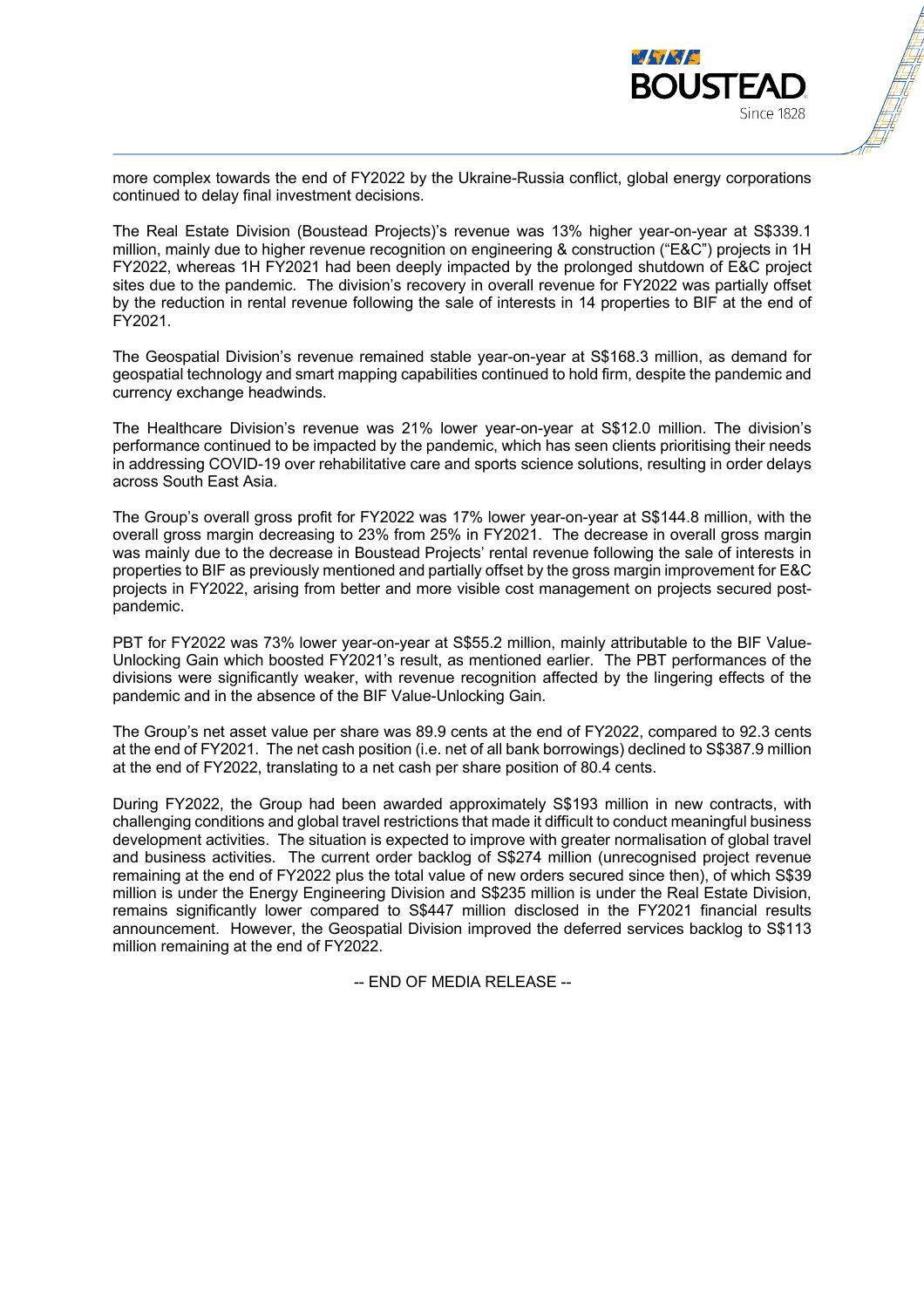more complex towards the end of FY2022 by the Ukraine-Russia conflict, global energy corporations continued to delay final investment decisions.

The Real Estate Division (Boustead Projects)'s revenue was 13% higher year-on-year at S$339.1 million, mainly due to higher revenue recognition on engineering & construction ("E&C") projects in 1H FY2022, whereas 1H FY2021 had been deeply impacted by the prolonged shutdown of E&C project sites due to the pandemic. The division's recovery in overall revenue for FY2022 was partially offset by the reduction in rental revenue following the sale of interests in 14 properties to BIF at the end of FY2021.

The Geospatial Division's revenue remained stable year-on-year at S$168.3 million, as demand for geospatial technology and smart mapping capabilities continued to hold firm, despite the pandemic and currency exchange headwinds.

The Healthcare Division's revenue was 21% lower year-on-year at S$12.0 million. The division's performance continued to be impacted by the pandemic, which has seen clients prioritising their needs in addressing COVID-19 over rehabilitative care and sports science solutions, resulting in order delays across South East Asia.

The Group's overall gross profit for FY2022 was 17% lower year-on-year at S$144.8 million, with the overall gross margin decreasing to 23% from 25% in FY2021. The decrease in overall gross margin was mainly due to the decrease in Boustead Projects' rental revenue following the sale of interests in properties to BIF as previously mentioned and partially offset by the gross margin improvement for E&C projects in FY2022, arising from better and more visible cost management on projects secured post-pandemic.

PBT for FY2022 was 73% lower year-on-year at S$55.2 million, mainly attributable to the BIF Value-Unlocking Gain which boosted FY2021's result, as mentioned earlier. The PBT performances of the divisions were significantly weaker, with revenue recognition affected by the lingering effects of the pandemic and in the absence of the BIF Value-Unlocking Gain.

The Group's net asset value per share was 89.9 cents at the end of FY2022, compared to 92.3 cents at the end of FY2021. The net cash position (i.e. net of all bank borrowings) declined to S$387.9 million at the end of FY2022, translating to a net cash per share position of 80.4 cents.

During FY2022, the Group had been awarded approximately S$193 million in new contracts, with challenging conditions and global travel restrictions that made it difficult to conduct meaningful business development activities. The situation is expected to improve with greater normalisation of global travel and business activities. The current order backlog of S$274 million (unrecognised project revenue remaining at the end of FY2022 plus the total value of new orders secured since then), of which S$39 million is under the Energy Engineering Division and S$235 million is under the Real Estate Division, remains significantly lower compared to S$447 million disclosed in the FY2021 financial results announcement. However, the Geospatial Division improved the deferred services backlog to S$113 million remaining at the end of FY2022.

-- END OF MEDIA RELEASE --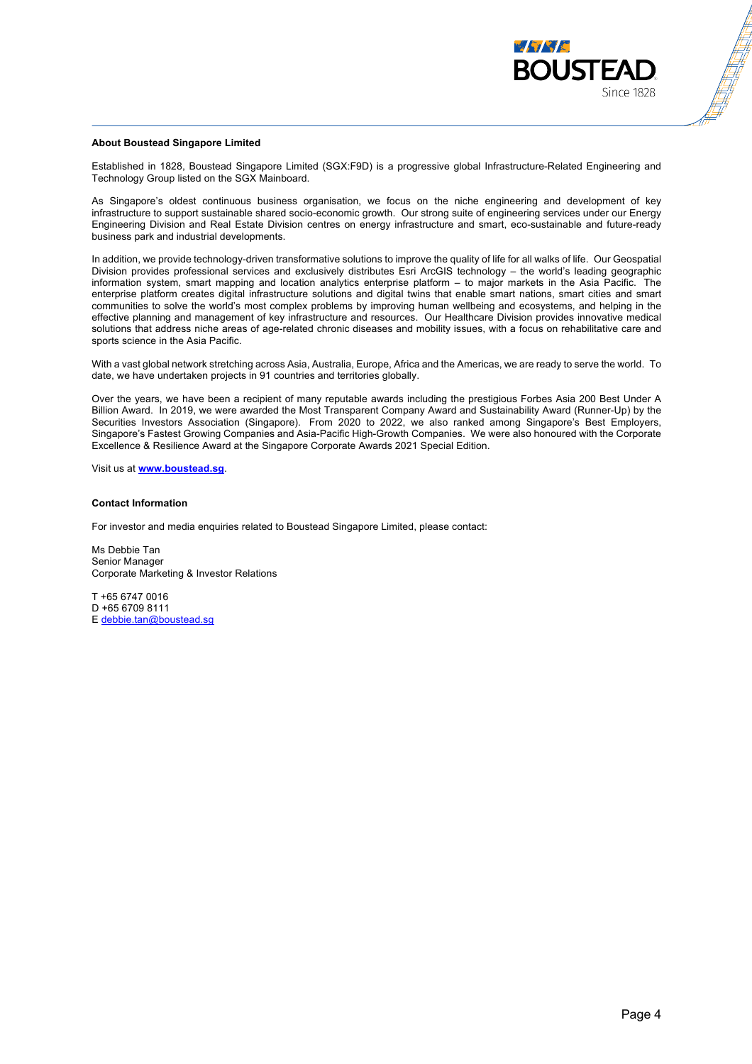**About Boustead Singapore Limited**

Established in 1828, Boustead Singapore Limited (SGX:F9D) is a progressive global Infrastructure-Related Engineering and Technology Group listed on the SGX Mainboard.

As Singapore's oldest continuous business organisation, we focus on the niche engineering and development of key infrastructure to support sustainable shared socio-economic growth. Our strong suite of engineering services under our Energy Engineering Division and Real Estate Division centres on energy infrastructure and smart, eco-sustainable and future-ready business park and industrial developments.

In addition, we provide technology-driven transformative solutions to improve the quality of life for all walks of life. Our Geospatial Division provides professional services and exclusively distributes Esri ArcGIS technology – the world's leading geographic information system, smart mapping and location analytics enterprise platform – to major markets in the Asia Pacific. The enterprise platform creates digital infrastructure solutions and digital twins that enable smart nations, smart cities and smart communities to solve the world's most complex problems by improving human wellbeing and ecosystems, and helping in the effective planning and management of key infrastructure and resources. Our Healthcare Division provides innovative medical solutions that address niche areas of age-related chronic diseases and mobility issues, with a focus on rehabilitative care and sports science in the Asia Pacific.

With a vast global network stretching across Asia, Australia, Europe, Africa and the Americas, we are ready to serve the world. To date, we have undertaken projects in 91 countries and territories globally.

Over the years, we have been a recipient of many reputable awards including the prestigious Forbes Asia 200 Best Under A Billion Award. In 2019, we were awarded the Most Transparent Company Award and Sustainability Award (Runner-Up) by the Securities Investors Association (Singapore). From 2020 to 2022, we also ranked among Singapore's Best Employers, Singapore's Fastest Growing Companies and Asia-Pacific High-Growth Companies. We were also honoured with the Corporate Excellence & Resilience Award at the Singapore Corporate Awards 2021 Special Edition.

Visit us at **www.boustead.sg**.

**Contact Information**

For investor and media enquiries related to Boustead Singapore Limited, please contact:

Ms Debbie Tan
Senior Manager
Corporate Marketing & Investor Relations

T +65 6747 0016
D +65 6709 8111
E debbie.tan@boustead.sg